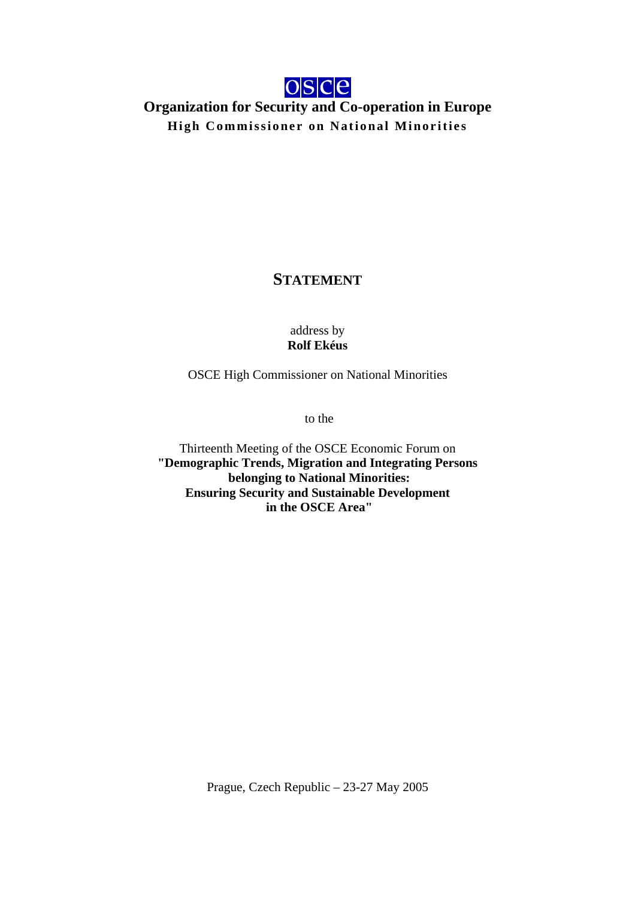OSCE

**Organization for Security and Co-operation in Europe**

**High Commissioner on National Minorities**

# STATEMENT

address by
**Rolf Ekéus**

OSCE High Commissioner on National Minorities

to the

Thirteenth Meeting of the OSCE Economic Forum on
**"Demographic Trends, Migration and Integrating Persons belonging to National Minorities: Ensuring Security and Sustainable Development in the OSCE Area"**

Prague, Czech Republic – 23-27 May 2005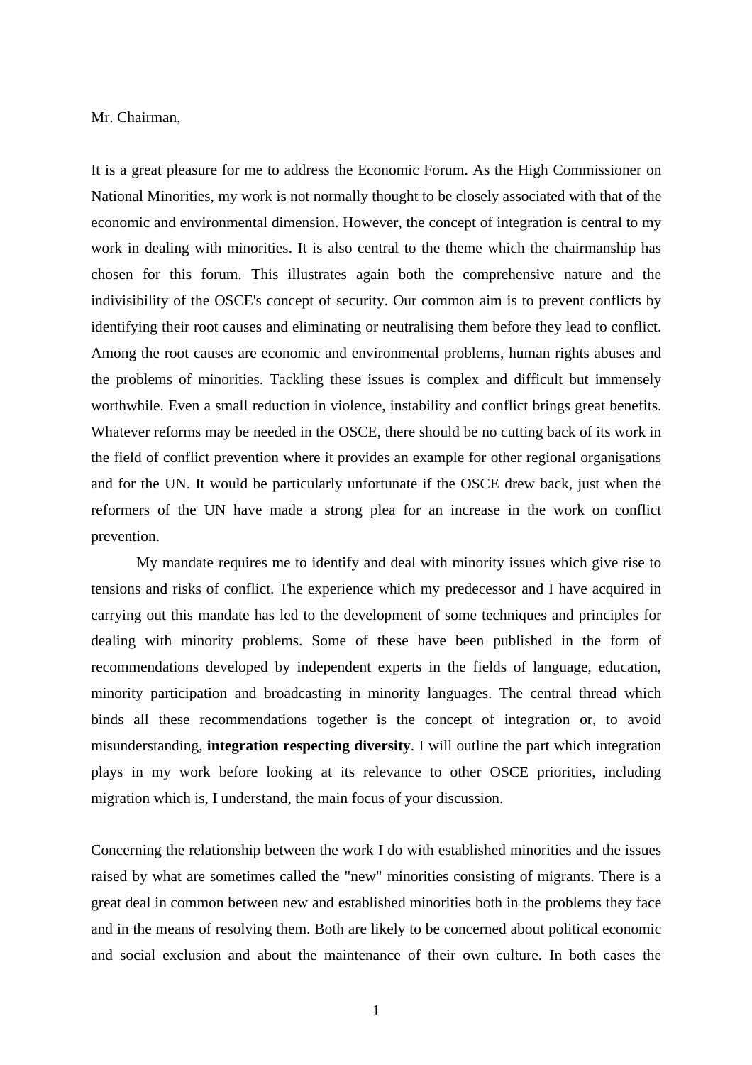Mr. Chairman,

It is a great pleasure for me to address the Economic Forum. As the High Commissioner on National Minorities, my work is not normally thought to be closely associated with that of the economic and environmental dimension. However, the concept of integration is central to my work in dealing with minorities. It is also central to the theme which the chairmanship has chosen for this forum. This illustrates again both the comprehensive nature and the indivisibility of the OSCE's concept of security. Our common aim is to prevent conflicts by identifying their root causes and eliminating or neutralising them before they lead to conflict. Among the root causes are economic and environmental problems, human rights abuses and the problems of minorities. Tackling these issues is complex and difficult but immensely worthwhile. Even a small reduction in violence, instability and conflict brings great benefits. Whatever reforms may be needed in the OSCE, there should be no cutting back of its work in the field of conflict prevention where it provides an example for other regional organisations and for the UN. It would be particularly unfortunate if the OSCE drew back, just when the reformers of the UN have made a strong plea for an increase in the work on conflict prevention.

My mandate requires me to identify and deal with minority issues which give rise to tensions and risks of conflict. The experience which my predecessor and I have acquired in carrying out this mandate has led to the development of some techniques and principles for dealing with minority problems. Some of these have been published in the form of recommendations developed by independent experts in the fields of language, education, minority participation and broadcasting in minority languages. The central thread which binds all these recommendations together is the concept of integration or, to avoid misunderstanding, **integration respecting diversity**. I will outline the part which integration plays in my work before looking at its relevance to other OSCE priorities, including migration which is, I understand, the main focus of your discussion.

Concerning the relationship between the work I do with established minorities and the issues raised by what are sometimes called the "new" minorities consisting of migrants. There is a great deal in common between new and established minorities both in the problems they face and in the means of resolving them. Both are likely to be concerned about political economic and social exclusion and about the maintenance of their own culture. In both cases the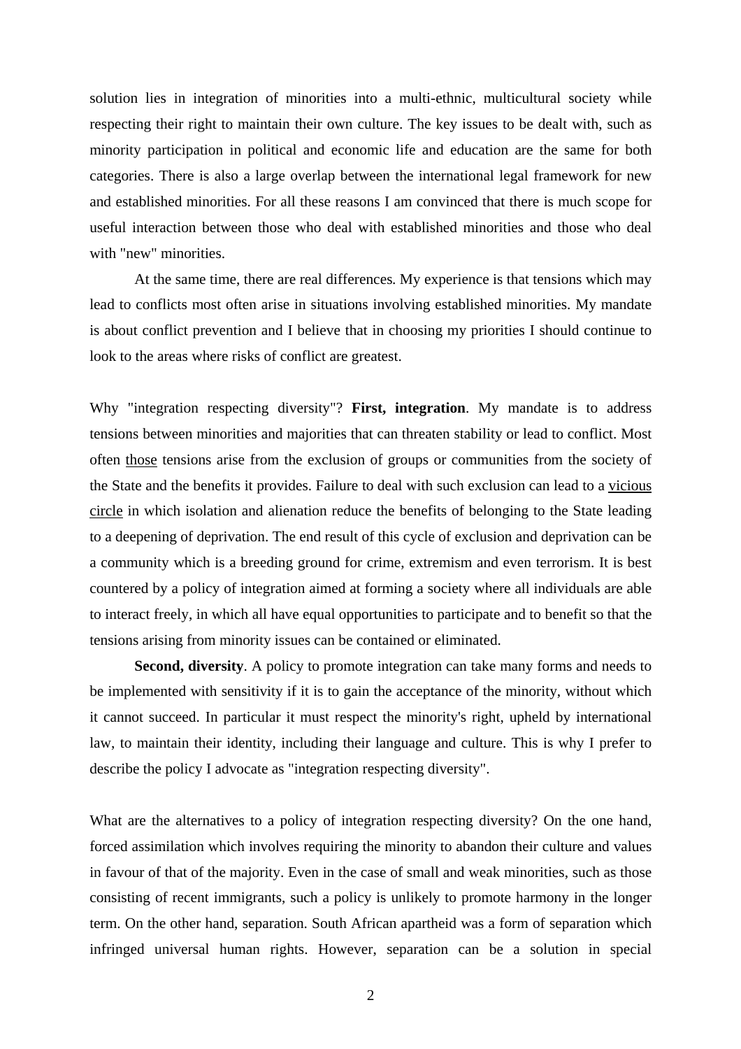solution lies in integration of minorities into a multi-ethnic, multicultural society while respecting their right to maintain their own culture. The key issues to be dealt with, such as minority participation in political and economic life and education are the same for both categories. There is also a large overlap between the international legal framework for new and established minorities. For all these reasons I am convinced that there is much scope for useful interaction between those who deal with established minorities and those who deal with "new" minorities.

At the same time, there are real differences. My experience is that tensions which may lead to conflicts most often arise in situations involving established minorities. My mandate is about conflict prevention and I believe that in choosing my priorities I should continue to look to the areas where risks of conflict are greatest.

Why "integration respecting diversity"? **First, integration**. My mandate is to address tensions between minorities and majorities that can threaten stability or lead to conflict. Most often <u>those</u> tensions arise from the exclusion of groups or communities from the society of the State and the benefits it provides. Failure to deal with such exclusion can lead to a <u>vicious circle</u> in which isolation and alienation reduce the benefits of belonging to the State leading to a deepening of deprivation. The end result of this cycle of exclusion and deprivation can be a community which is a breeding ground for crime, extremism and even terrorism. It is best countered by a policy of integration aimed at forming a society where all individuals are able to interact freely, in which all have equal opportunities to participate and to benefit so that the tensions arising from minority issues can be contained or eliminated.

**Second, diversity**. A policy to promote integration can take many forms and needs to be implemented with sensitivity if it is to gain the acceptance of the minority, without which it cannot succeed. In particular it must respect the minority's right, upheld by international law, to maintain their identity, including their language and culture. This is why I prefer to describe the policy I advocate as "integration respecting diversity".

What are the alternatives to a policy of integration respecting diversity? On the one hand, forced assimilation which involves requiring the minority to abandon their culture and values in favour of that of the majority. Even in the case of small and weak minorities, such as those consisting of recent immigrants, such a policy is unlikely to promote harmony in the longer term. On the other hand, separation. South African apartheid was a form of separation which infringed universal human rights. However, separation can be a solution in special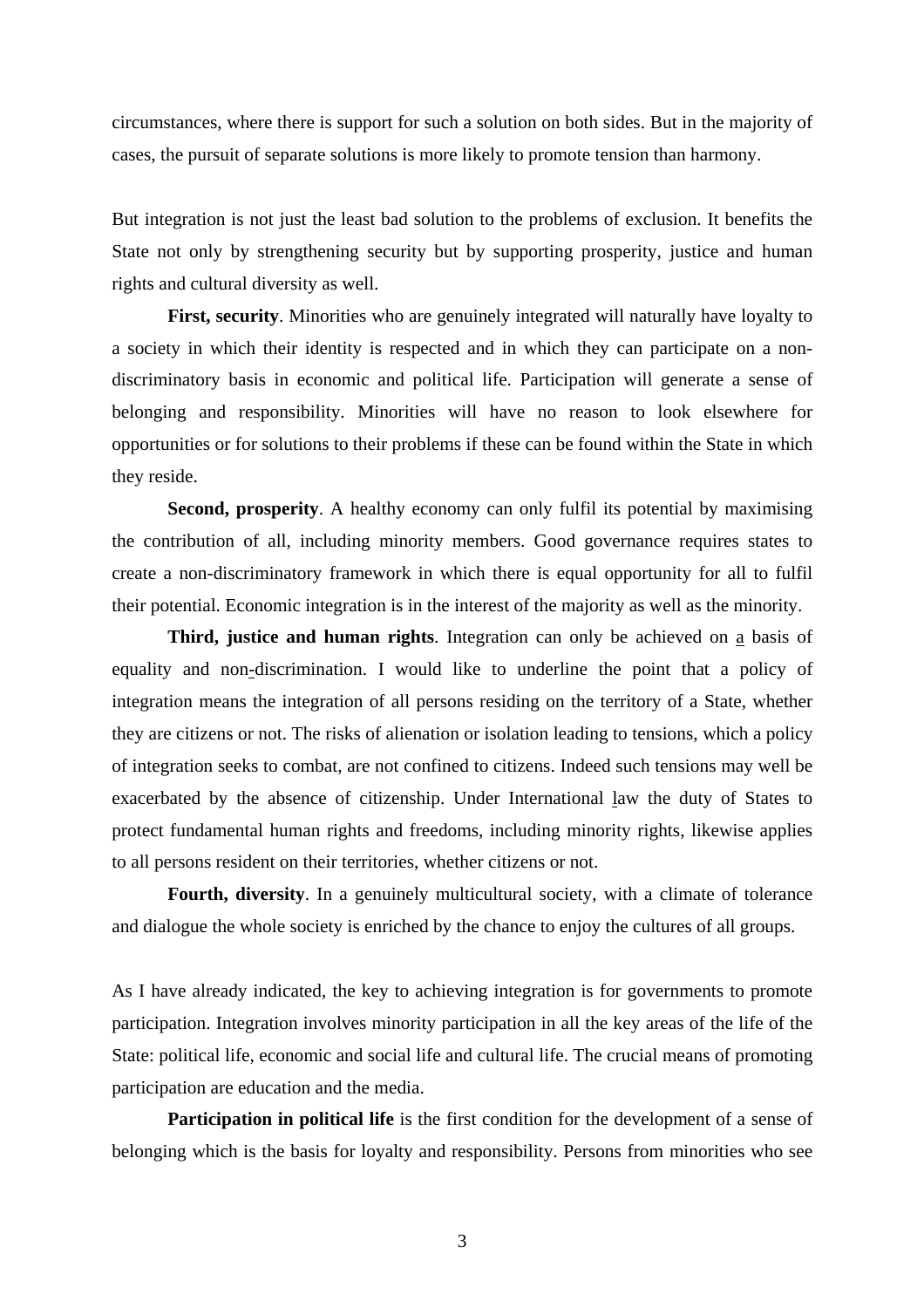circumstances, where there is support for such a solution on both sides. But in the majority of cases, the pursuit of separate solutions is more likely to promote tension than harmony.

But integration is not just the least bad solution to the problems of exclusion. It benefits the State not only by strengthening security but by supporting prosperity, justice and human rights and cultural diversity as well.

**First, security**. Minorities who are genuinely integrated will naturally have loyalty to a society in which their identity is respected and in which they can participate on a non-discriminatory basis in economic and political life. Participation will generate a sense of belonging and responsibility. Minorities will have no reason to look elsewhere for opportunities or for solutions to their problems if these can be found within the State in which they reside.

**Second, prosperity**. A healthy economy can only fulfil its potential by maximising the contribution of all, including minority members. Good governance requires states to create a non-discriminatory framework in which there is equal opportunity for all to fulfil their potential. Economic integration is in the interest of the majority as well as the minority.

**Third, justice and human rights**. Integration can only be achieved on a basis of equality and non-discrimination. I would like to underline the point that a policy of integration means the integration of all persons residing on the territory of a State, whether they are citizens or not. The risks of alienation or isolation leading to tensions, which a policy of integration seeks to combat, are not confined to citizens. Indeed such tensions may well be exacerbated by the absence of citizenship. Under International law the duty of States to protect fundamental human rights and freedoms, including minority rights, likewise applies to all persons resident on their territories, whether citizens or not.

**Fourth, diversity**. In a genuinely multicultural society, with a climate of tolerance and dialogue the whole society is enriched by the chance to enjoy the cultures of all groups.

As I have already indicated, the key to achieving integration is for governments to promote participation. Integration involves minority participation in all the key areas of the life of the State: political life, economic and social life and cultural life. The crucial means of promoting participation are education and the media.

**Participation in political life** is the first condition for the development of a sense of belonging which is the basis for loyalty and responsibility. Persons from minorities who see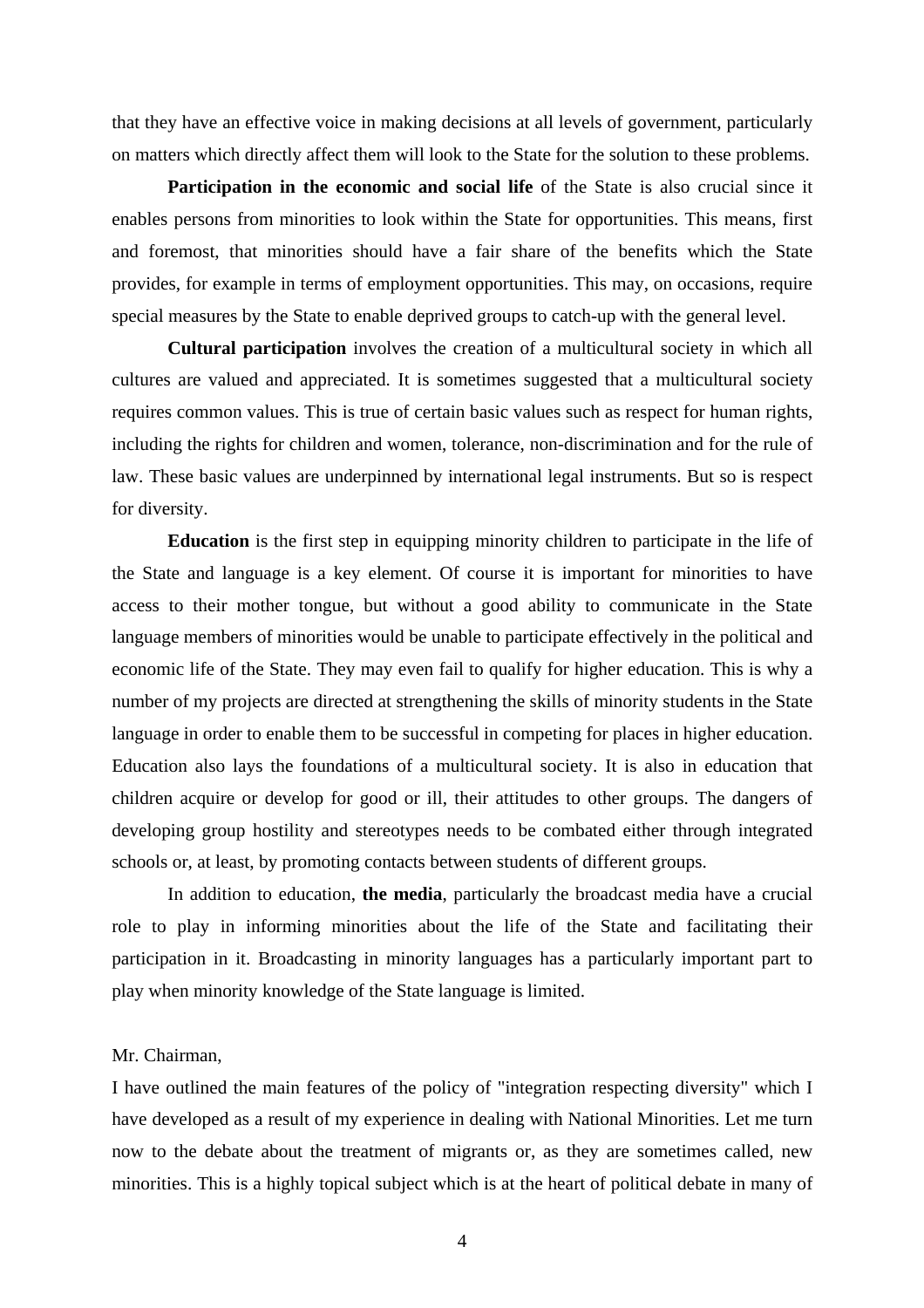that they have an effective voice in making decisions at all levels of government, particularly on matters which directly affect them will look to the State for the solution to these problems.

**Participation in the economic and social life** of the State is also crucial since it enables persons from minorities to look within the State for opportunities. This means, first and foremost, that minorities should have a fair share of the benefits which the State provides, for example in terms of employment opportunities. This may, on occasions, require special measures by the State to enable deprived groups to catch-up with the general level.

**Cultural participation** involves the creation of a multicultural society in which all cultures are valued and appreciated. It is sometimes suggested that a multicultural society requires common values. This is true of certain basic values such as respect for human rights, including the rights for children and women, tolerance, non-discrimination and for the rule of law. These basic values are underpinned by international legal instruments. But so is respect for diversity.

**Education** is the first step in equipping minority children to participate in the life of the State and language is a key element. Of course it is important for minorities to have access to their mother tongue, but without a good ability to communicate in the State language members of minorities would be unable to participate effectively in the political and economic life of the State. They may even fail to qualify for higher education. This is why a number of my projects are directed at strengthening the skills of minority students in the State language in order to enable them to be successful in competing for places in higher education. Education also lays the foundations of a multicultural society. It is also in education that children acquire or develop for good or ill, their attitudes to other groups. The dangers of developing group hostility and stereotypes needs to be combated either through integrated schools or, at least, by promoting contacts between students of different groups.

In addition to education, **the media**, particularly the broadcast media have a crucial role to play in informing minorities about the life of the State and facilitating their participation in it. Broadcasting in minority languages has a particularly important part to play when minority knowledge of the State language is limited.

Mr. Chairman,

I have outlined the main features of the policy of "integration respecting diversity" which I have developed as a result of my experience in dealing with National Minorities. Let me turn now to the debate about the treatment of migrants or, as they are sometimes called, new minorities. This is a highly topical subject which is at the heart of political debate in many of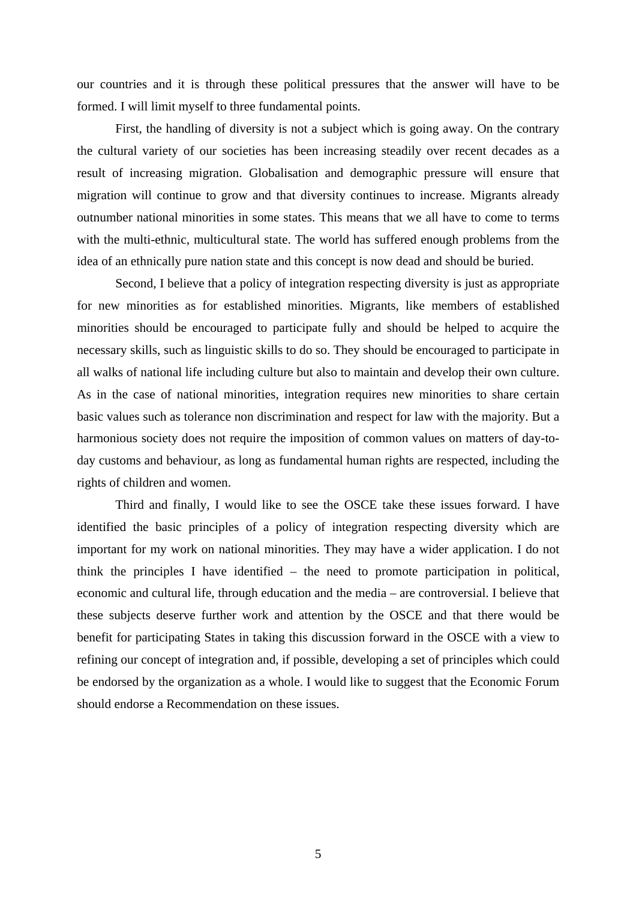our countries and it is through these political pressures that the answer will have to be formed. I will limit myself to three fundamental points.

First, the handling of diversity is not a subject which is going away. On the contrary the cultural variety of our societies has been increasing steadily over recent decades as a result of increasing migration. Globalisation and demographic pressure will ensure that migration will continue to grow and that diversity continues to increase. Migrants already outnumber national minorities in some states. This means that we all have to come to terms with the multi-ethnic, multicultural state. The world has suffered enough problems from the idea of an ethnically pure nation state and this concept is now dead and should be buried.

Second, I believe that a policy of integration respecting diversity is just as appropriate for new minorities as for established minorities. Migrants, like members of established minorities should be encouraged to participate fully and should be helped to acquire the necessary skills, such as linguistic skills to do so. They should be encouraged to participate in all walks of national life including culture but also to maintain and develop their own culture. As in the case of national minorities, integration requires new minorities to share certain basic values such as tolerance non discrimination and respect for law with the majority. But a harmonious society does not require the imposition of common values on matters of day-to-day customs and behaviour, as long as fundamental human rights are respected, including the rights of children and women.

Third and finally, I would like to see the OSCE take these issues forward. I have identified the basic principles of a policy of integration respecting diversity which are important for my work on national minorities. They may have a wider application. I do not think the principles I have identified – the need to promote participation in political, economic and cultural life, through education and the media – are controversial. I believe that these subjects deserve further work and attention by the OSCE and that there would be benefit for participating States in taking this discussion forward in the OSCE with a view to refining our concept of integration and, if possible, developing a set of principles which could be endorsed by the organization as a whole. I would like to suggest that the Economic Forum should endorse a Recommendation on these issues.